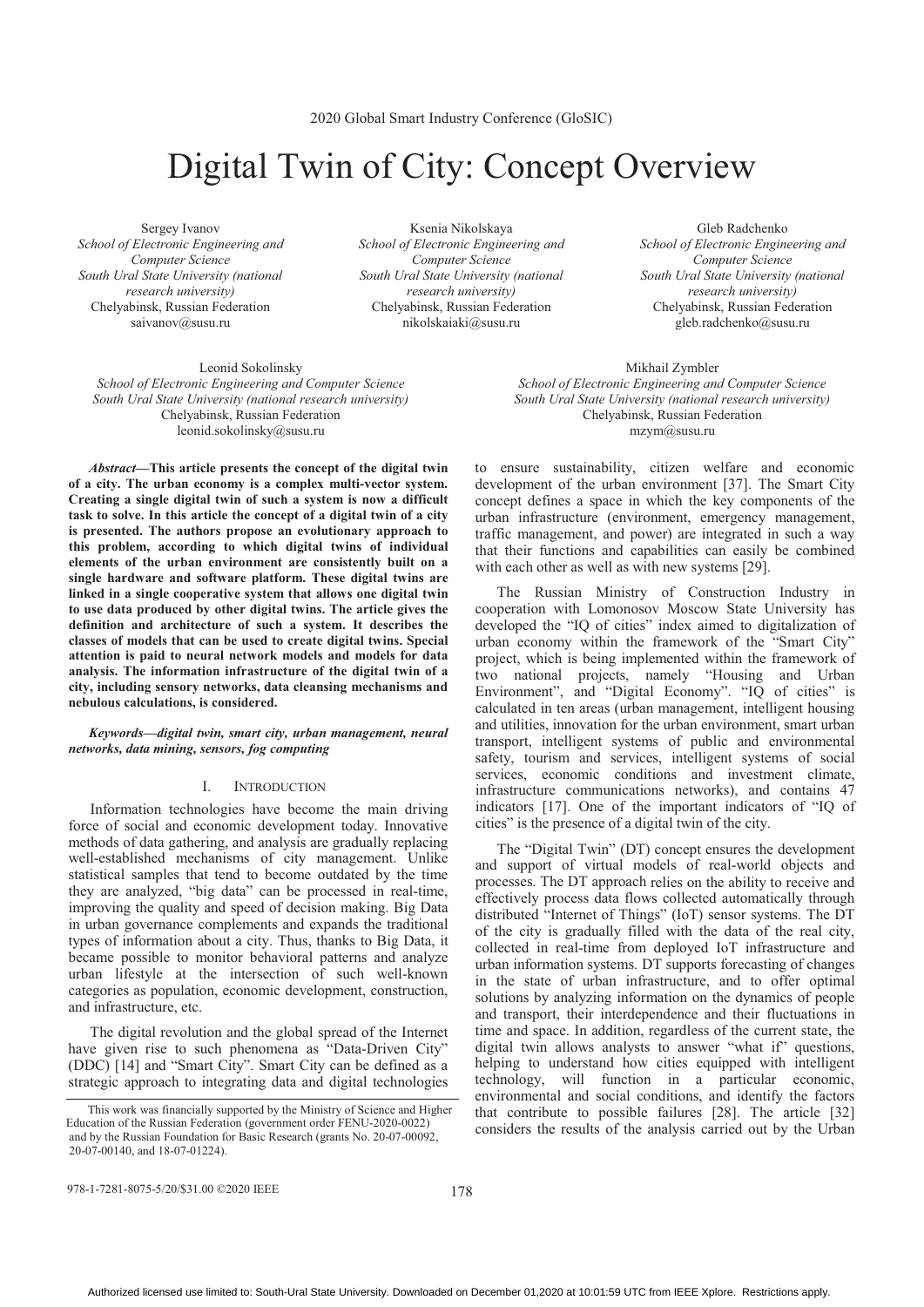# Digital Twin of City: Concept Overview

Sergey Ivanov
*School of Electronic Engineering and Computer Science*
*South Ural State University (national research university)*
Chelyabinsk, Russian Federation
saivanov@susu.ru

Ksenia Nikolskaya
*School of Electronic Engineering and Computer Science*
*South Ural State University (national research university)*
Chelyabinsk, Russian Federation
nikolskaiaki@susu.ru

Gleb Radchenko
*School of Electronic Engineering and Computer Science*
*South Ural State University (national research university)*
Chelyabinsk, Russian Federation
gleb.radchenko@susu.ru

Leonid Sokolinsky
*School of Electronic Engineering and Computer Science*
*South Ural State University (national research university)*
Chelyabinsk, Russian Federation
leonid.sokolinsky@susu.ru

Mikhail Zymbler
*School of Electronic Engineering and Computer Science*
*South Ural State University (national research university)*
Chelyabinsk, Russian Federation
mzym@susu.ru

***Abstract*—This article presents the concept of the digital twin of a city. The urban economy is a complex multi-vector system. Creating a single digital twin of such a system is now a difficult task to solve. In this article the concept of a digital twin of a city is presented. The authors propose an evolutionary approach to this problem, according to which digital twins of individual elements of the urban environment are consistently built on a single hardware and software platform. These digital twins are linked in a single cooperative system that allows one digital twin to use data produced by other digital twins. The article gives the definition and architecture of such a system. It describes the classes of models that can be used to create digital twins. Special attention is paid to neural network models and models for data analysis. The information infrastructure of the digital twin of a city, including sensory networks, data cleansing mechanisms and nebulous calculations, is considered.**

***Keywords*—digital twin, smart city, urban management, neural networks, data mining, sensors, fog computing**

## I. Introduction

Information technologies have become the main driving force of social and economic development today. Innovative methods of data gathering, and analysis are gradually replacing well-established mechanisms of city management. Unlike statistical samples that tend to become outdated by the time they are analyzed, "big data" can be processed in real-time, improving the quality and speed of decision making. Big Data in urban governance complements and expands the traditional types of information about a city. Thus, thanks to Big Data, it became possible to monitor behavioral patterns and analyze urban lifestyle at the intersection of such well-known categories as population, economic development, construction, and infrastructure, etc.

The digital revolution and the global spread of the Internet have given rise to such phenomena as "Data-Driven City" (DDC) [14] and "Smart City". Smart City can be defined as a strategic approach to integrating data and digital technologies to ensure sustainability, citizen welfare and economic development of the urban environment [37]. The Smart City concept defines a space in which the key components of the urban infrastructure (environment, emergency management, traffic management, and power) are integrated in such a way that their functions and capabilities can easily be combined with each other as well as with new systems [29].

The Russian Ministry of Construction Industry in cooperation with Lomonosov Moscow State University has developed the "IQ of cities" index aimed to digitalization of urban economy within the framework of the "Smart City" project, which is being implemented within the framework of two national projects, namely "Housing and Urban Environment", and "Digital Economy". "IQ of cities" is calculated in ten areas (urban management, intelligent housing and utilities, innovation for the urban environment, smart urban transport, intelligent systems of public and environmental safety, tourism and services, intelligent systems of social services, economic conditions and investment climate, infrastructure communications networks), and contains 47 indicators [17]. One of the important indicators of "IQ of cities" is the presence of a digital twin of the city.

The "Digital Twin" (DT) concept ensures the development and support of virtual models of real-world objects and processes. The DT approach relies on the ability to receive and effectively process data flows collected automatically through distributed "Internet of Things" (IoT) sensor systems. The DT of the city is gradually filled with the data of the real city, collected in real-time from deployed IoT infrastructure and urban information systems. DT supports forecasting of changes in the state of urban infrastructure, and to offer optimal solutions by analyzing information on the dynamics of people and transport, their interdependence and their fluctuations in time and space. In addition, regardless of the current state, the digital twin allows analysts to answer "what if" questions, helping to understand how cities equipped with intelligent technology, will function in a particular economic, environmental and social conditions, and identify the factors that contribute to possible failures [28]. The article [32] considers the results of the analysis carried out by the Urban

This work was financially supported by the Ministry of Science and Higher Education of the Russian Federation (government order FENU-2020-0022) and by the Russian Foundation for Basic Research (grants No. 20-07-00092, 20-07-00140, and 18-07-01224).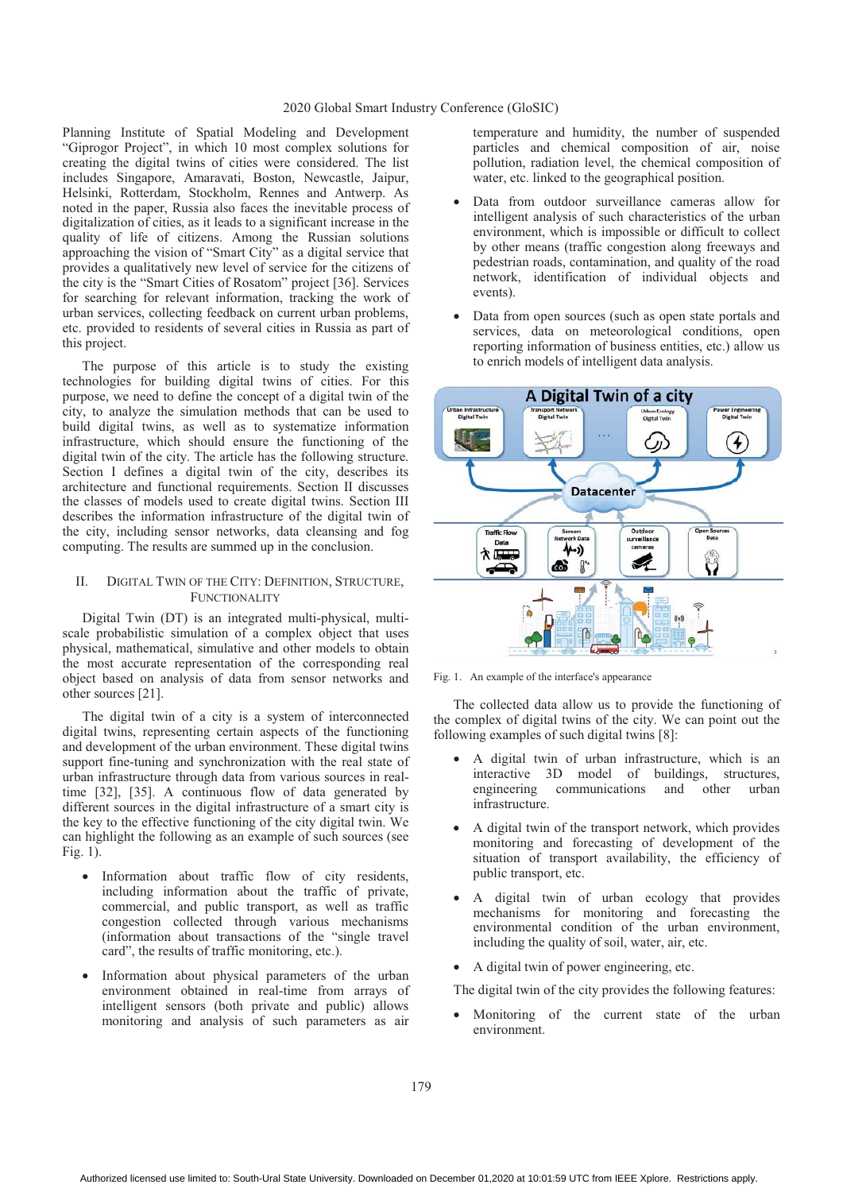Planning Institute of Spatial Modeling and Development "Giprogor Project", in which 10 most complex solutions for creating the digital twins of cities were considered. The list includes Singapore, Amaravati, Boston, Newcastle, Jaipur, Helsinki, Rotterdam, Stockholm, Rennes and Antwerp. As noted in the paper, Russia also faces the inevitable process of digitalization of cities, as it leads to a significant increase in the quality of life of citizens. Among the Russian solutions approaching the vision of "Smart City" as a digital service that provides a qualitatively new level of service for the citizens of the city is the "Smart Cities of Rosatom" project [36]. Services for searching for relevant information, tracking the work of urban services, collecting feedback on current urban problems, etc. provided to residents of several cities in Russia as part of this project.

The purpose of this article is to study the existing technologies for building digital twins of cities. For this purpose, we need to define the concept of a digital twin of the city, to analyze the simulation methods that can be used to build digital twins, as well as to systematize information infrastructure, which should ensure the functioning of the digital twin of the city. The article has the following structure. Section I defines a digital twin of the city, describes its architecture and functional requirements. Section II discusses the classes of models used to create digital twins. Section III describes the information infrastructure of the digital twin of the city, including sensor networks, data cleansing and fog computing. The results are summed up in the conclusion.

## II. Digital Twin of the City: Definition, Structure, Functionality

Digital Twin (DT) is an integrated multi-physical, multi-scale probabilistic simulation of a complex object that uses physical, mathematical, simulative and other models to obtain the most accurate representation of the corresponding real object based on analysis of data from sensor networks and other sources [21].

The digital twin of a city is a system of interconnected digital twins, representing certain aspects of the functioning and development of the urban environment. These digital twins support fine-tuning and synchronization with the real state of urban infrastructure through data from various sources in real-time [32], [35]. A continuous flow of data generated by different sources in the digital infrastructure of a smart city is the key to the effective functioning of the city digital twin. We can highlight the following as an example of such sources (see Fig. 1).

- Information about traffic flow of city residents, including information about the traffic of private, commercial, and public transport, as well as traffic congestion collected through various mechanisms (information about transactions of the "single travel card", the results of traffic monitoring, etc.).
- Information about physical parameters of the urban environment obtained in real-time from arrays of intelligent sensors (both private and public) allows monitoring and analysis of such parameters as air temperature and humidity, the number of suspended particles and chemical composition of air, noise pollution, radiation level, the chemical composition of water, etc. linked to the geographical position.
- Data from outdoor surveillance cameras allow for intelligent analysis of such characteristics of the urban environment, which is impossible or difficult to collect by other means (traffic congestion along freeways and pedestrian roads, contamination, and quality of the road network, identification of individual objects and events).
- Data from open sources (such as open state portals and services, data on meteorological conditions, open reporting information of business entities, etc.) allow us to enrich models of intelligent data analysis.

Fig. 1. An example of the interface's appearance

The collected data allow us to provide the functioning of the complex of digital twins of the city. We can point out the following examples of such digital twins [8]:

- A digital twin of urban infrastructure, which is an interactive 3D model of buildings, structures, engineering communications and other urban infrastructure.
- A digital twin of the transport network, which provides monitoring and forecasting of development of the situation of transport availability, the efficiency of public transport, etc.
- A digital twin of urban ecology that provides mechanisms for monitoring and forecasting the environmental condition of the urban environment, including the quality of soil, water, air, etc.
- A digital twin of power engineering, etc.

The digital twin of the city provides the following features:

- Monitoring of the current state of the urban environment.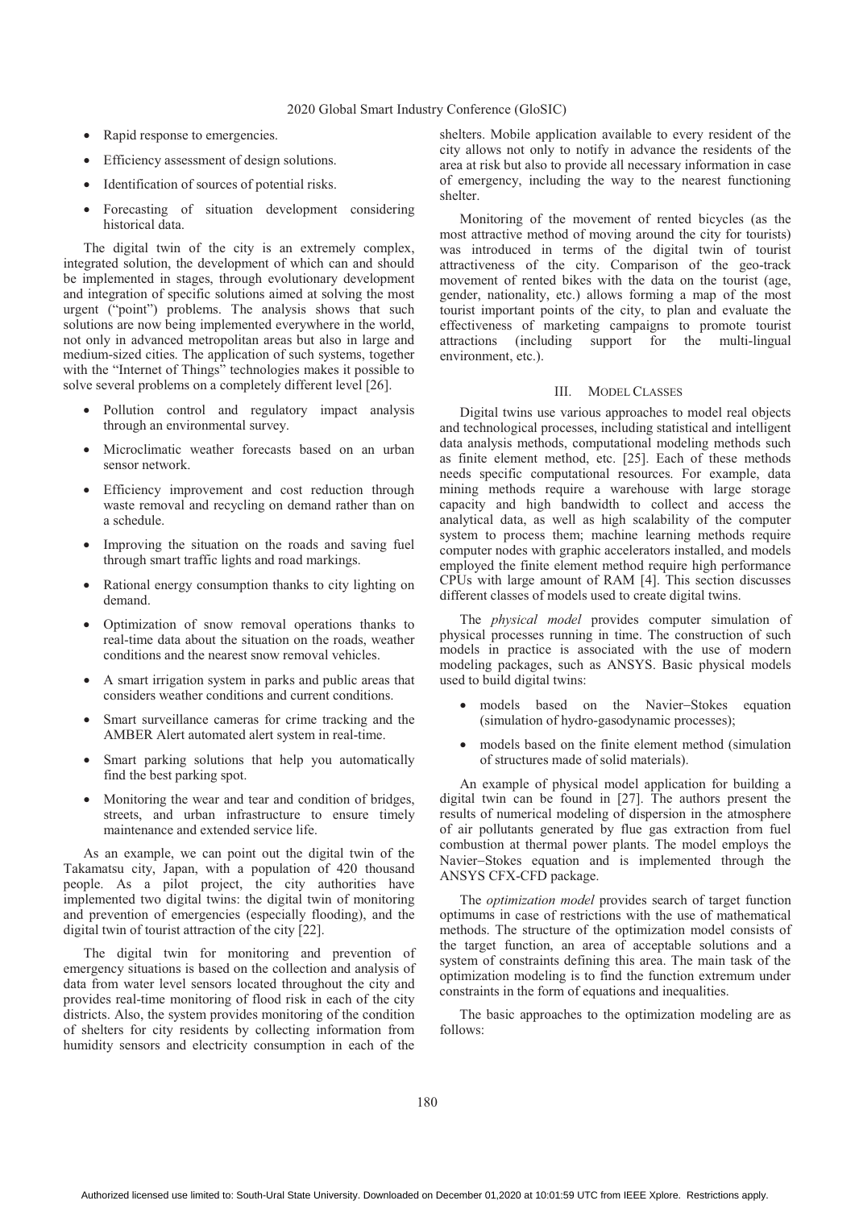- Rapid response to emergencies.
- Efficiency assessment of design solutions.
- Identification of sources of potential risks.
- Forecasting of situation development considering historical data.

The digital twin of the city is an extremely complex, integrated solution, the development of which can and should be implemented in stages, through evolutionary development and integration of specific solutions aimed at solving the most urgent ("point") problems. The analysis shows that such solutions are now being implemented everywhere in the world, not only in advanced metropolitan areas but also in large and medium-sized cities. The application of such systems, together with the "Internet of Things" technologies makes it possible to solve several problems on a completely different level [26].

- Pollution control and regulatory impact analysis through an environmental survey.
- Microclimatic weather forecasts based on an urban sensor network.
- Efficiency improvement and cost reduction through waste removal and recycling on demand rather than on a schedule.
- Improving the situation on the roads and saving fuel through smart traffic lights and road markings.
- Rational energy consumption thanks to city lighting on demand.
- Optimization of snow removal operations thanks to real-time data about the situation on the roads, weather conditions and the nearest snow removal vehicles.
- A smart irrigation system in parks and public areas that considers weather conditions and current conditions.
- Smart surveillance cameras for crime tracking and the AMBER Alert automated alert system in real-time.
- Smart parking solutions that help you automatically find the best parking spot.
- Monitoring the wear and tear and condition of bridges, streets, and urban infrastructure to ensure timely maintenance and extended service life.

As an example, we can point out the digital twin of the Takamatsu city, Japan, with a population of 420 thousand people. As a pilot project, the city authorities have implemented two digital twins: the digital twin of monitoring and prevention of emergencies (especially flooding), and the digital twin of tourist attraction of the city [22].

The digital twin for monitoring and prevention of emergency situations is based on the collection and analysis of data from water level sensors located throughout the city and provides real-time monitoring of flood risk in each of the city districts. Also, the system provides monitoring of the condition of shelters for city residents by collecting information from humidity sensors and electricity consumption in each of the shelters. Mobile application available to every resident of the city allows not only to notify in advance the residents of the area at risk but also to provide all necessary information in case of emergency, including the way to the nearest functioning shelter.

Monitoring of the movement of rented bicycles (as the most attractive method of moving around the city for tourists) was introduced in terms of the digital twin of tourist attractiveness of the city. Comparison of the geo-track movement of rented bikes with the data on the tourist (age, gender, nationality, etc.) allows forming a map of the most tourist important points of the city, to plan and evaluate the effectiveness of marketing campaigns to promote tourist attractions (including support for the multi-lingual environment, etc.).

## III. Model Classes

Digital twins use various approaches to model real objects and technological processes, including statistical and intelligent data analysis methods, computational modeling methods such as finite element method, etc. [25]. Each of these methods needs specific computational resources. For example, data mining methods require a warehouse with large storage capacity and high bandwidth to collect and access the analytical data, as well as high scalability of the computer system to process them; machine learning methods require computer nodes with graphic accelerators installed, and models employed the finite element method require high performance CPUs with large amount of RAM [4]. This section discusses different classes of models used to create digital twins.

The *physical model* provides computer simulation of physical processes running in time. The construction of such models in practice is associated with the use of modern modeling packages, such as ANSYS. Basic physical models used to build digital twins:

- models based on the Navier–Stokes equation (simulation of hydro-gasodynamic processes);
- models based on the finite element method (simulation of structures made of solid materials).

An example of physical model application for building a digital twin can be found in [27]. The authors present the results of numerical modeling of dispersion in the atmosphere of air pollutants generated by flue gas extraction from fuel combustion at thermal power plants. The model employs the Navier–Stokes equation and is implemented through the ANSYS CFX-CFD package.

The *optimization model* provides search of target function optimums in case of restrictions with the use of mathematical methods. The structure of the optimization model consists of the target function, an area of acceptable solutions and a system of constraints defining this area. The main task of the optimization modeling is to find the function extremum under constraints in the form of equations and inequalities.

The basic approaches to the optimization modeling are as follows: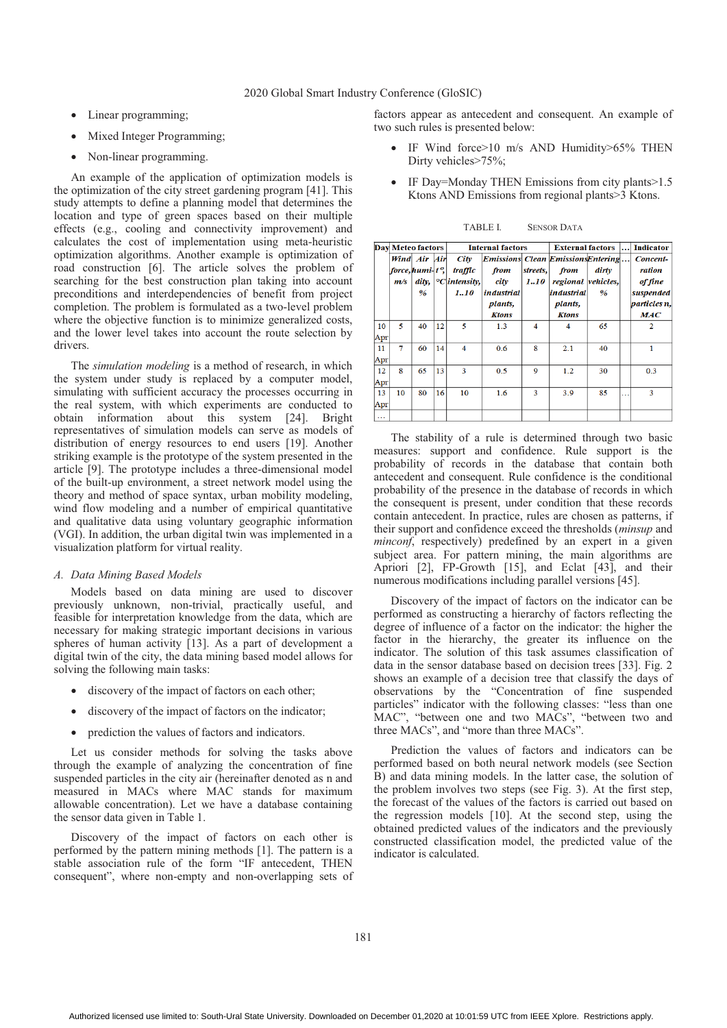- Linear programming;
- Mixed Integer Programming;
- Non-linear programming.

An example of the application of optimization models is the optimization of the city street gardening program [41]. This study attempts to define a planning model that determines the location and type of green spaces based on their multiple effects (e.g., cooling and connectivity improvement) and calculates the cost of implementation using meta-heuristic optimization algorithms. Another example is optimization of road construction [6]. The article solves the problem of searching for the best construction plan taking into account preconditions and interdependencies of benefit from project completion. The problem is formulated as a two-level problem where the objective function is to minimize generalized costs, and the lower level takes into account the route selection by drivers.

The *simulation modeling* is a method of research, in which the system under study is replaced by a computer model, simulating with sufficient accuracy the processes occurring in the real system, with which experiments are conducted to obtain information about this system [24]. Bright representatives of simulation models can serve as models of distribution of energy resources to end users [19]. Another striking example is the prototype of the system presented in the article [9]. The prototype includes a three-dimensional model of the built-up environment, a street network model using the theory and method of space syntax, urban mobility modeling, wind flow modeling and a number of empirical quantitative and qualitative data using voluntary geographic information (VGI). In addition, the urban digital twin was implemented in a visualization platform for virtual reality.

### A. Data Mining Based Models

Models based on data mining are used to discover previously unknown, non-trivial, practically useful, and feasible for interpretation knowledge from the data, which are necessary for making strategic important decisions in various spheres of human activity [13]. As a part of development a digital twin of the city, the data mining based model allows for solving the following main tasks:

- discovery of the impact of factors on each other;
- discovery of the impact of factors on the indicator;
- prediction the values of factors and indicators.

Let us consider methods for solving the tasks above through the example of analyzing the concentration of fine suspended particles in the city air (hereinafter denoted as n and measured in MACs where MAC stands for maximum allowable concentration). Let we have a database containing the sensor data given in Table 1.

Discovery of the impact of factors on each other is performed by the pattern mining methods [1]. The pattern is a stable association rule of the form "IF antecedent, THEN consequent", where non-empty and non-overlapping sets of factors appear as antecedent and consequent. An example of two such rules is presented below:

- IF Wind force>10 m/s AND Humidity>65% THEN Dirty vehicles>75%;
- IF Day=Monday THEN Emissions from city plants>1.5 Ktons AND Emissions from regional plants>3 Ktons.

TABLE I. SENSOR DATA

| Day | Meteo factors | | | Internal factors | | | External factors | | … | Indicator |
|---|---|---|---|---|---|---|---|---|---|---|
| | *Wind force, m/s* | *Air humidity, %* | *Air t°, °C* | *City traffic intensity, 1..10* | *Emissions from city industrial plants, Ktons* | *Clean streets, 1..10* | *Emissions from regional industrial plants, Ktons* | *Entering dirty vehicles, %* | … | *Concentration of fine suspended particles n, MAC* |
| 10 Apr | 5 | 40 | 12 | 5 | 1.3 | 4 | 4 | 65 | | 2 |
| 11 Apr | 7 | 60 | 14 | 4 | 0.6 | 8 | 2.1 | 40 | | 1 |
| 12 Apr | 8 | 65 | 13 | 3 | 0.5 | 9 | 1.2 | 30 | | 0.3 |
| 13 Apr | 10 | 80 | 16 | 10 | 1.6 | 3 | 3.9 | 85 | … | 3 |
| … | | | | | | | | | | |

The stability of a rule is determined through two basic measures: support and confidence. Rule support is the probability of records in the database that contain both antecedent and consequent. Rule confidence is the conditional probability of the presence in the database of records in which the consequent is present, under condition that these records contain antecedent. In practice, rules are chosen as patterns, if their support and confidence exceed the thresholds (*minsup* and *minconf*, respectively) predefined by an expert in a given subject area. For pattern mining, the main algorithms are Apriori [2], FP-Growth [15], and Eclat [43], and their numerous modifications including parallel versions [45].

Discovery of the impact of factors on the indicator can be performed as constructing a hierarchy of factors reflecting the degree of influence of a factor on the indicator: the higher the factor in the hierarchy, the greater its influence on the indicator. The solution of this task assumes classification of data in the sensor database based on decision trees [33]. Fig. 2 shows an example of a decision tree that classify the days of observations by the "Concentration of fine suspended particles" indicator with the following classes: "less than one MAC", "between one and two MACs", "between two and three MACs", and "more than three MACs".

Prediction the values of factors and indicators can be performed based on both neural network models (see Section B) and data mining models. In the latter case, the solution of the problem involves two steps (see Fig. 3). At the first step, the forecast of the values of the factors is carried out based on the regression models [10]. At the second step, using the obtained predicted values of the indicators and the previously constructed classification model, the predicted value of the indicator is calculated.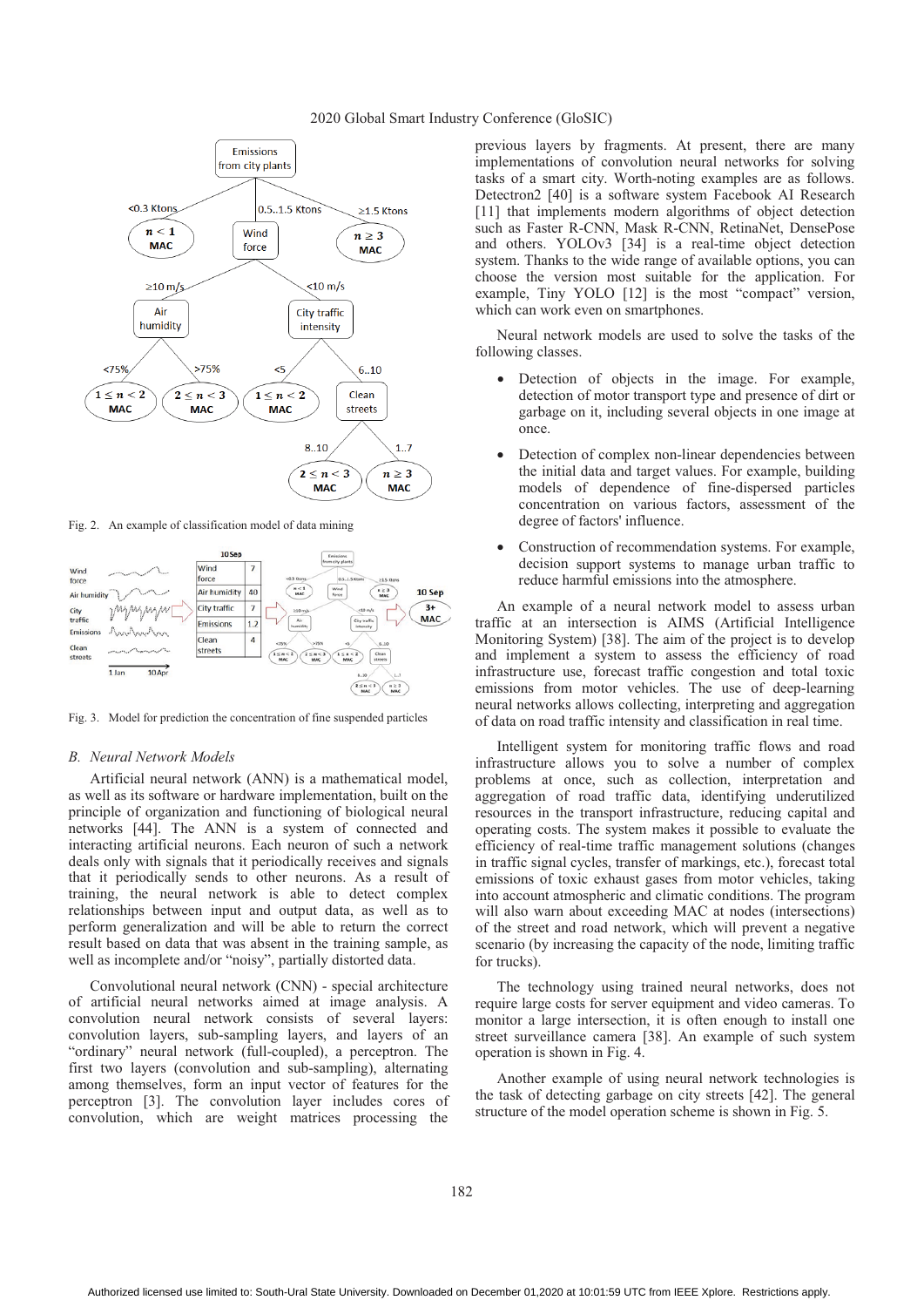Fig. 2. An example of classification model of data mining

Fig. 3. Model for prediction the concentration of fine suspended particles

### B. Neural Network Models

Artificial neural network (ANN) is a mathematical model, as well as its software or hardware implementation, built on the principle of organization and functioning of biological neural networks [44]. The ANN is a system of connected and interacting artificial neurons. Each neuron of such a network deals only with signals that it periodically receives and signals that it periodically sends to other neurons. As a result of training, the neural network is able to detect complex relationships between input and output data, as well as to perform generalization and will be able to return the correct result based on data that was absent in the training sample, as well as incomplete and/or "noisy", partially distorted data.

Convolutional neural network (CNN) - special architecture of artificial neural networks aimed at image analysis. A convolution neural network consists of several layers: convolution layers, sub-sampling layers, and layers of an "ordinary" neural network (full-coupled), a perceptron. The first two layers (convolution and sub-sampling), alternating among themselves, form an input vector of features for the perceptron [3]. The convolution layer includes cores of convolution, which are weight matrices processing the previous layers by fragments. At present, there are many implementations of convolution neural networks for solving tasks of a smart city. Worth-noting examples are as follows. Detectron2 [40] is a software system Facebook AI Research [11] that implements modern algorithms of object detection such as Faster R-CNN, Mask R-CNN, RetinaNet, DensePose and others. YOLOv3 [34] is a real-time object detection system. Thanks to the wide range of available options, you can choose the version most suitable for the application. For example, Tiny YOLO [12] is the most "compact" version, which can work even on smartphones.

Neural network models are used to solve the tasks of the following classes.

- Detection of objects in the image. For example, detection of motor transport type and presence of dirt or garbage on it, including several objects in one image at once.
- Detection of complex non-linear dependencies between the initial data and target values. For example, building models of dependence of fine-dispersed particles concentration on various factors, assessment of the degree of factors' influence.
- Construction of recommendation systems. For example, decision support systems to manage urban traffic to reduce harmful emissions into the atmosphere.

An example of a neural network model to assess urban traffic at an intersection is AIMS (Artificial Intelligence Monitoring System) [38]. The aim of the project is to develop and implement a system to assess the efficiency of road infrastructure use, forecast traffic congestion and total toxic emissions from motor vehicles. The use of deep-learning neural networks allows collecting, interpreting and aggregation of data on road traffic intensity and classification in real time.

Intelligent system for monitoring traffic flows and road infrastructure allows you to solve a number of complex problems at once, such as collection, interpretation and aggregation of road traffic data, identifying underutilized resources in the transport infrastructure, reducing capital and operating costs. The system makes it possible to evaluate the efficiency of real-time traffic management solutions (changes in traffic signal cycles, transfer of markings, etc.), forecast total emissions of toxic exhaust gases from motor vehicles, taking into account atmospheric and climatic conditions. The program will also warn about exceeding MAC at nodes (intersections) of the street and road network, which will prevent a negative scenario (by increasing the capacity of the node, limiting traffic for trucks).

The technology using trained neural networks, does not require large costs for server equipment and video cameras. To monitor a large intersection, it is often enough to install one street surveillance camera [38]. An example of such system operation is shown in Fig. 4.

Another example of using neural network technologies is the task of detecting garbage on city streets [42]. The general structure of the model operation scheme is shown in Fig. 5.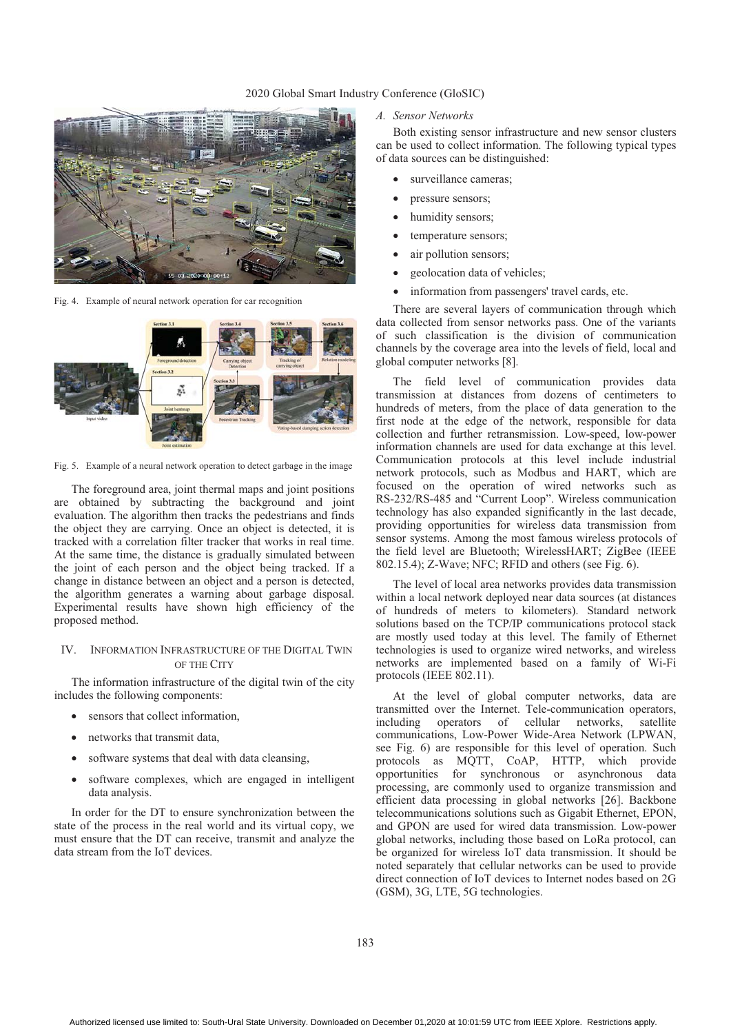Fig. 4. Example of neural network operation for car recognition

Fig. 5. Example of a neural network operation to detect garbage in the image

The foreground area, joint thermal maps and joint positions are obtained by subtracting the background and joint evaluation. The algorithm then tracks the pedestrians and finds the object they are carrying. Once an object is detected, it is tracked with a correlation filter tracker that works in real time. At the same time, the distance is gradually simulated between the joint of each person and the object being tracked. If a change in distance between an object and a person is detected, the algorithm generates a warning about garbage disposal. Experimental results have shown high efficiency of the proposed method.

## IV. Information Infrastructure of the Digital Twin of the City

The information infrastructure of the digital twin of the city includes the following components:

- sensors that collect information,
- networks that transmit data,
- software systems that deal with data cleansing,
- software complexes, which are engaged in intelligent data analysis.

In order for the DT to ensure synchronization between the state of the process in the real world and its virtual copy, we must ensure that the DT can receive, transmit and analyze the data stream from the IoT devices.

### *A. Sensor Networks*

Both existing sensor infrastructure and new sensor clusters can be used to collect information. The following typical types of data sources can be distinguished:

- surveillance cameras;
- pressure sensors;
- humidity sensors;
- temperature sensors;
- air pollution sensors;
- geolocation data of vehicles;
- information from passengers' travel cards, etc.

There are several layers of communication through which data collected from sensor networks pass. One of the variants of such classification is the division of communication channels by the coverage area into the levels of field, local and global computer networks [8].

The field level of communication provides data transmission at distances from dozens of centimeters to hundreds of meters, from the place of data generation to the first node at the edge of the network, responsible for data collection and further retransmission. Low-speed, low-power information channels are used for data exchange at this level. Communication protocols at this level include industrial network protocols, such as Modbus and HART, which are focused on the operation of wired networks such as RS-232/RS-485 and "Current Loop". Wireless communication technology has also expanded significantly in the last decade, providing opportunities for wireless data transmission from sensor systems. Among the most famous wireless protocols of the field level are Bluetooth; WirelessHART; ZigBee (IEEE 802.15.4); Z-Wave; NFC; RFID and others (see Fig. 6).

The level of local area networks provides data transmission within a local network deployed near data sources (at distances of hundreds of meters to kilometers). Standard network solutions based on the TCP/IP communications protocol stack are mostly used today at this level. The family of Ethernet technologies is used to organize wired networks, and wireless networks are implemented based on a family of Wi-Fi protocols (IEEE 802.11).

At the level of global computer networks, data are transmitted over the Internet. Tele-communication operators, including operators of cellular networks, satellite communications, Low-Power Wide-Area Network (LPWAN, see Fig. 6) are responsible for this level of operation. Such protocols as MQTT, CoAP, HTTP, which provide opportunities for synchronous or asynchronous data processing, are commonly used to organize transmission and efficient data processing in global networks [26]. Backbone telecommunications solutions such as Gigabit Ethernet, EPON, and GPON are used for wired data transmission. Low-power global networks, including those based on LoRa protocol, can be organized for wireless IoT data transmission. It should be noted separately that cellular networks can be used to provide direct connection of IoT devices to Internet nodes based on 2G (GSM), 3G, LTE, 5G technologies.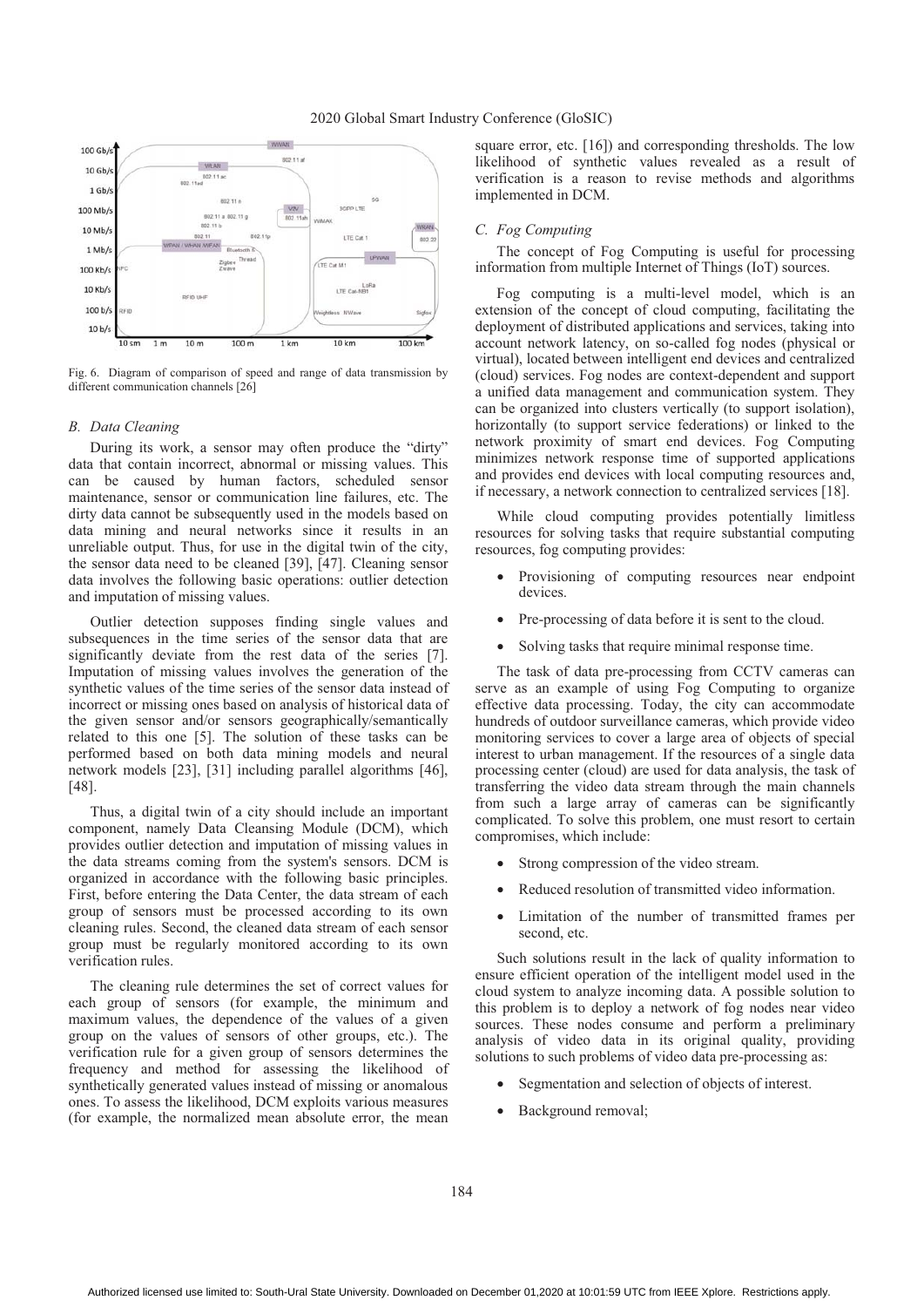Fig. 6. Diagram of comparison of speed and range of data transmission by different communication channels [26]

### B. Data Cleaning

During its work, a sensor may often produce the "dirty" data that contain incorrect, abnormal or missing values. This can be caused by human factors, scheduled sensor maintenance, sensor or communication line failures, etc. The dirty data cannot be subsequently used in the models based on data mining and neural networks since it results in an unreliable output. Thus, for use in the digital twin of the city, the sensor data need to be cleaned [39], [47]. Cleaning sensor data involves the following basic operations: outlier detection and imputation of missing values.

Outlier detection supposes finding single values and subsequences in the time series of the sensor data that are significantly deviate from the rest data of the series [7]. Imputation of missing values involves the generation of the synthetic values of the time series of the sensor data instead of incorrect or missing ones based on analysis of historical data of the given sensor and/or sensors geographically/semantically related to this one [5]. The solution of these tasks can be performed based on both data mining models and neural network models [23], [31] including parallel algorithms [46], [48].

Thus, a digital twin of a city should include an important component, namely Data Cleansing Module (DCM), which provides outlier detection and imputation of missing values in the data streams coming from the system's sensors. DCM is organized in accordance with the following basic principles. First, before entering the Data Center, the data stream of each group of sensors must be processed according to its own cleaning rules. Second, the cleaned data stream of each sensor group must be regularly monitored according to its own verification rules.

The cleaning rule determines the set of correct values for each group of sensors (for example, the minimum and maximum values, the dependence of the values of a given group on the values of sensors of other groups, etc.). The verification rule for a given group of sensors determines the frequency and method for assessing the likelihood of synthetically generated values instead of missing or anomalous ones. To assess the likelihood, DCM exploits various measures (for example, the normalized mean absolute error, the mean square error, etc. [16]) and corresponding thresholds. The low likelihood of synthetic values revealed as a result of verification is a reason to revise methods and algorithms implemented in DCM.

### C. Fog Computing

The concept of Fog Computing is useful for processing information from multiple Internet of Things (IoT) sources.

Fog computing is a multi-level model, which is an extension of the concept of cloud computing, facilitating the deployment of distributed applications and services, taking into account network latency, on so-called fog nodes (physical or virtual), located between intelligent end devices and centralized (cloud) services. Fog nodes are context-dependent and support a unified data management and communication system. They can be organized into clusters vertically (to support isolation), horizontally (to support service federations) or linked to the network proximity of smart end devices. Fog Computing minimizes network response time of supported applications and provides end devices with local computing resources and, if necessary, a network connection to centralized services [18].

While cloud computing provides potentially limitless resources for solving tasks that require substantial computing resources, fog computing provides:

- Provisioning of computing resources near endpoint devices.
- Pre-processing of data before it is sent to the cloud.
- Solving tasks that require minimal response time.

The task of data pre-processing from CCTV cameras can serve as an example of using Fog Computing to organize effective data processing. Today, the city can accommodate hundreds of outdoor surveillance cameras, which provide video monitoring services to cover a large area of objects of special interest to urban management. If the resources of a single data processing center (cloud) are used for data analysis, the task of transferring the video data stream through the main channels from such a large array of cameras can be significantly complicated. To solve this problem, one must resort to certain compromises, which include:

- Strong compression of the video stream.
- Reduced resolution of transmitted video information.
- Limitation of the number of transmitted frames per second, etc.

Such solutions result in the lack of quality information to ensure efficient operation of the intelligent model used in the cloud system to analyze incoming data. A possible solution to this problem is to deploy a network of fog nodes near video sources. These nodes consume and perform a preliminary analysis of video data in its original quality, providing solutions to such problems of video data pre-processing as:

- Segmentation and selection of objects of interest.
- Background removal;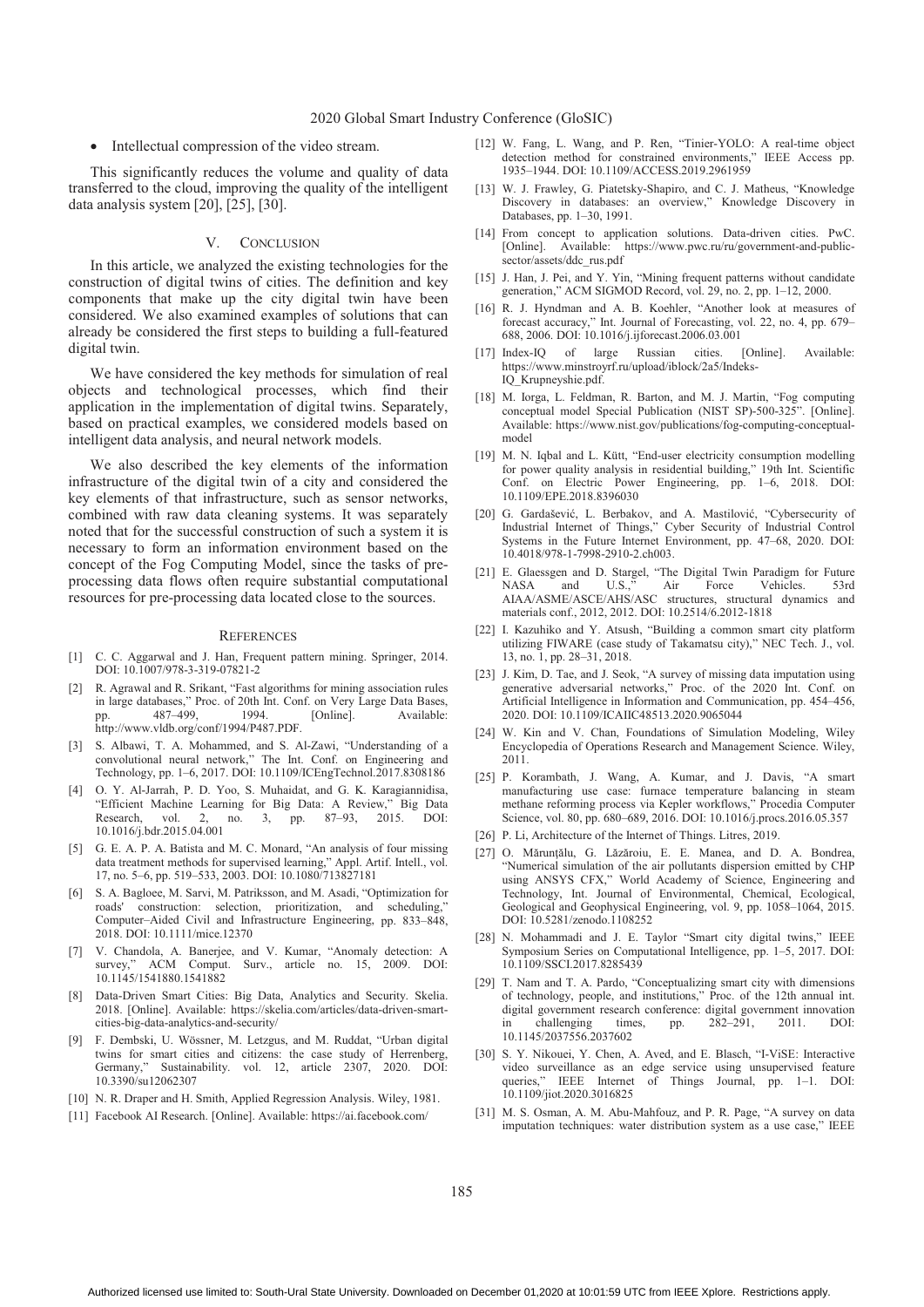- Intellectual compression of the video stream.

This significantly reduces the volume and quality of data transferred to the cloud, improving the quality of the intelligent data analysis system [20], [25], [30].

## V. Conclusion

In this article, we analyzed the existing technologies for the construction of digital twins of cities. The definition and key components that make up the city digital twin have been considered. We also examined examples of solutions that can already be considered the first steps to building a full-featured digital twin.

We have considered the key methods for simulation of real objects and technological processes, which find their application in the implementation of digital twins. Separately, based on practical examples, we considered models based on intelligent data analysis, and neural network models.

We also described the key elements of the information infrastructure of the digital twin of a city and considered the key elements of that infrastructure, such as sensor networks, combined with raw data cleaning systems. It was separately noted that for the successful construction of such a system it is necessary to form an information environment based on the concept of the Fog Computing Model, since the tasks of pre-processing data flows often require substantial computational resources for pre-processing data located close to the sources.

## References

[1] C. C. Aggarwal and J. Han, Frequent pattern mining. Springer, 2014. DOI: 10.1007/978-3-319-07821-2

[2] R. Agrawal and R. Srikant, "Fast algorithms for mining association rules in large databases," Proc. of 20th Int. Conf. on Very Large Data Bases, pp. 487–499, 1994. [Online]. Available: http://www.vldb.org/conf/1994/P487.PDF.

[3] S. Albawi, T. A. Mohammed, and S. Al-Zawi, "Understanding of a convolutional neural network," The Int. Conf. on Engineering and Technology, pp. 1–6, 2017. DOI: 10.1109/ICEngTechnol.2017.8308186

[4] O. Y. Al-Jarrah, P. D. Yoo, S. Muhaidat, and G. K. Karagiannidisa, "Efficient Machine Learning for Big Data: A Review," Big Data Research, vol. 2, no. 3, pp. 87–93, 2015. DOI: 10.1016/j.bdr.2015.04.001

[5] G. E. A. P. A. Batista and M. C. Monard, "An analysis of four missing data treatment methods for supervised learning," Appl. Artif. Intell., vol. 17, no. 5–6, pp. 519–533, 2003. DOI: 10.1080/713827181

[6] S. A. Bagloee, M. Sarvi, M. Patriksson, and M. Asadi, "Optimization for roads' construction: selection, prioritization, and scheduling," Computer–Aided Civil and Infrastructure Engineering, pp. 833–848, 2018. DOI: 10.1111/mice.12370

[7] V. Chandola, A. Banerjee, and V. Kumar, "Anomaly detection: A survey," ACM Comput. Surv., article no. 15, 2009. DOI: 10.1145/1541880.1541882

[8] Data-Driven Smart Cities: Big Data, Analytics and Security. Skelia. 2018. [Online]. Available: https://skelia.com/articles/data-driven-smart-cities-big-data-analytics-and-security/

[9] F. Dembski, U. Wössner, M. Letzgus, and M. Ruddat, "Urban digital twins for smart cities and citizens: the case study of Herrenberg, Germany," Sustainability. vol. 12, article 2307, 2020. DOI: 10.3390/su12062307

[10] N. R. Draper and H. Smith, Applied Regression Analysis. Wiley, 1981.

[11] Facebook AI Research. [Online]. Available: https://ai.facebook.com/

[12] W. Fang, L. Wang, and P. Ren, "Tinier-YOLO: A real-time object detection method for constrained environments," IEEE Access pp. 1935–1944. DOI: 10.1109/ACCESS.2019.2961959

[13] W. J. Frawley, G. Piatetsky-Shapiro, and C. J. Matheus, "Knowledge Discovery in databases: an overview," Knowledge Discovery in Databases, pp. 1–30, 1991.

[14] From concept to application solutions. Data-driven cities. PwC. [Online]. Available: https://www.pwc.ru/ru/government-and-public-sector/assets/ddc_rus.pdf

[15] J. Han, J. Pei, and Y. Yin, "Mining frequent patterns without candidate generation," ACM SIGMOD Record, vol. 29, no. 2, pp. 1–12, 2000.

[16] R. J. Hyndman and A. B. Koehler, "Another look at measures of forecast accuracy," Int. Journal of Forecasting, vol. 22, no. 4, pp. 679–688, 2006. DOI: 10.1016/j.ijforecast.2006.03.001

[17] Index-IQ of large Russian cities. [Online]. Available: https://www.minstroyrf.ru/upload/iblock/2a5/Indeks-IQ_Krupneyshie.pdf.

[18] M. Iorga, L. Feldman, R. Barton, and M. J. Martin, "Fog computing conceptual model Special Publication (NIST SP)-500-325". [Online]. Available: https://www.nist.gov/publications/fog-computing-conceptual-model

[19] M. N. Iqbal and L. Kütt, "End-user electricity consumption modelling for power quality analysis in residential building," 19th Int. Scientific Conf. on Electric Power Engineering, pp. 1–6, 2018. DOI: 10.1109/EPE.2018.8396030

[20] G. Gardašević, L. Berbakov, and A. Mastilović, "Cybersecurity of Industrial Internet of Things," Cyber Security of Industrial Control Systems in the Future Internet Environment, pp. 47–68, 2020. DOI: 10.4018/978-1-7998-2910-2.ch003.

[21] E. Glaessgen and D. Stargel, "The Digital Twin Paradigm for Future NASA and U.S.," Air Force Vehicles. 53rd AIAA/ASME/ASCE/AHS/ASC structures, structural dynamics and materials conf., 2012, 2012. DOI: 10.2514/6.2012-1818

[22] I. Kazuhiko and Y. Atsush, "Building a common smart city platform utilizing FIWARE (case study of Takamatsu city)," NEC Tech. J., vol. 13, no. 1, pp. 28–31, 2018.

[23] J. Kim, D. Tae, and J. Seok, "A survey of missing data imputation using generative adversarial networks," Proc. of the 2020 Int. Conf. on Artificial Intelligence in Information and Communication, pp. 454–456, 2020. DOI: 10.1109/ICAIIC48513.2020.9065044

[24] W. Kin and V. Chan, Foundations of Simulation Modeling, Wiley Encyclopedia of Operations Research and Management Science. Wiley, 2011.

[25] P. Korambath, J. Wang, A. Kumar, and J. Davis, "A smart manufacturing use case: furnace temperature balancing in steam methane reforming process via Kepler workflows," Procedia Computer Science, vol. 80, pp. 680–689, 2016. DOI: 10.1016/j.procs.2016.05.357

[26] P. Li, Architecture of the Internet of Things. Litres, 2019.

[27] O. Mărunţălu, G. Lăzăroiu, E. E. Manea, and D. A. Bondrea, "Numerical simulation of the air pollutants dispersion emitted by CHP using ANSYS CFX," World Academy of Science, Engineering and Technology, Int. Journal of Environmental, Chemical, Ecological, Geological and Geophysical Engineering, vol. 9, pp. 1058–1064, 2015. DOI: 10.5281/zenodo.1108252

[28] N. Mohammadi and J. E. Taylor "Smart city digital twins," IEEE Symposium Series on Computational Intelligence, pp. 1–5, 2017. DOI: 10.1109/SSCI.2017.8285439

[29] T. Nam and T. A. Pardo, "Conceptualizing smart city with dimensions of technology, people, and institutions," Proc. of the 12th annual int. digital government research conference: digital government innovation in challenging times, pp. 282–291, 2011. DOI: 10.1145/2037556.2037602

[30] S. Y. Nikouei, Y. Chen, A. Aved, and E. Blasch, "I-ViSE: Interactive video surveillance as an edge service using unsupervised feature queries," IEEE Internet of Things Journal, pp. 1–1. DOI: 10.1109/jiot.2020.3016825

[31] M. S. Osman, A. M. Abu-Mahfouz, and P. R. Page, "A survey on data imputation techniques: water distribution system as a use case," IEEE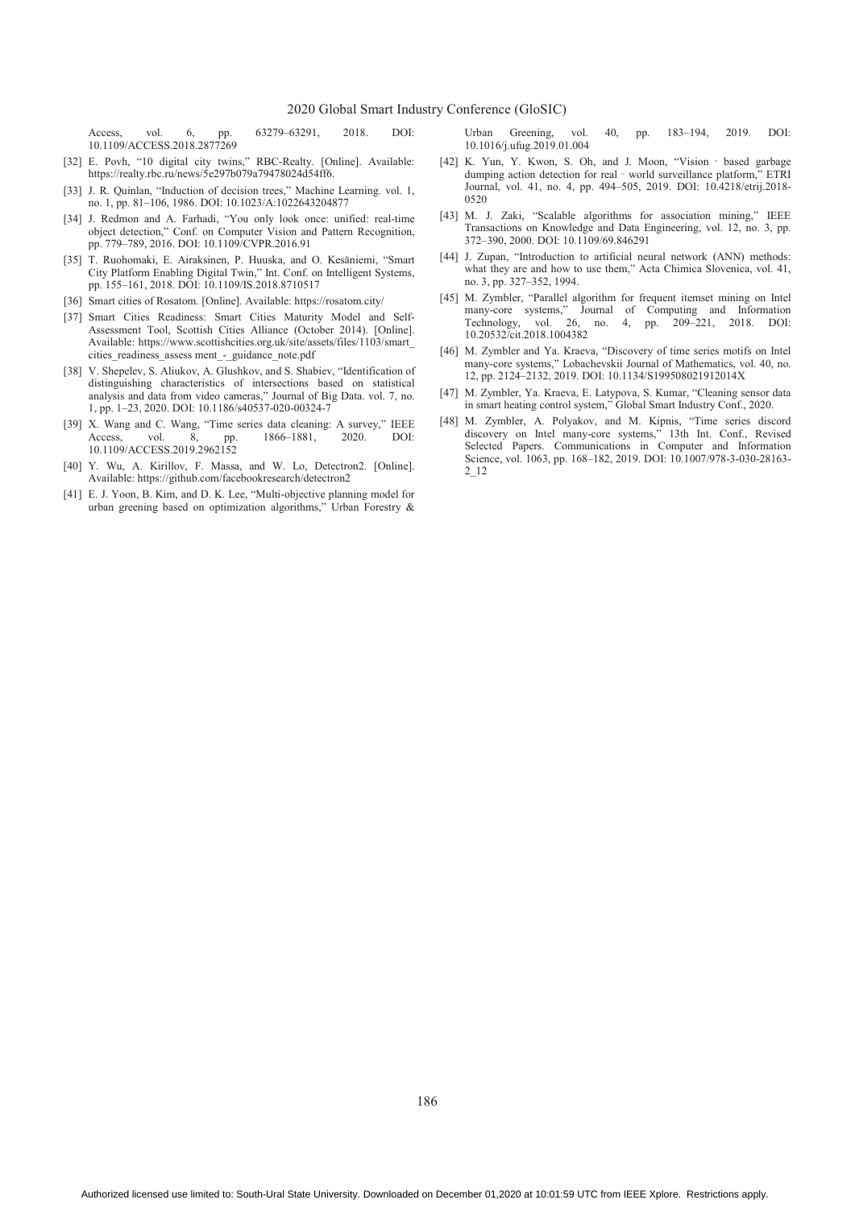Access, vol. 6, pp. 63279–63291, 2018. DOI: 10.1109/ACCESS.2018.2877269

- [32] E. Povh, "10 digital city twins," RBC-Realty. [Online]. Available: https://realty.rbc.ru/news/5e297b079a79478024d54ff6.
- [33] J. R. Quinlan, "Induction of decision trees," Machine Learning. vol. 1, no. 1, pp. 81–106, 1986. DOI: 10.1023/A:1022643204877
- [34] J. Redmon and A. Farhadi, "You only look once: unified: real-time object detection," Conf. on Computer Vision and Pattern Recognition, pp. 779–789, 2016. DOI: 10.1109/CVPR.2016.91
- [35] T. Ruohomaki, E. Airaksinen, P. Huuska, and O. Kesäniemi, "Smart City Platform Enabling Digital Twin," Int. Conf. on Intelligent Systems, pp. 155–161, 2018. DOI: 10.1109/IS.2018.8710517
- [36] Smart cities of Rosatom. [Online]. Available: https://rosatom.city/
- [37] Smart Cities Readiness: Smart Cities Maturity Model and Self-Assessment Tool, Scottish Cities Alliance (October 2014). [Online]. Available: https://www.scottishcities.org.uk/site/assets/files/1103/smart_cities_readiness_assess ment_-_guidance_note.pdf
- [38] V. Shepelev, S. Aliukov, A. Glushkov, and S. Shabiev, "Identification of distinguishing characteristics of intersections based on statistical analysis and data from video cameras," Journal of Big Data. vol. 7, no. 1, pp. 1–23, 2020. DOI: 10.1186/s40537-020-00324-7
- [39] X. Wang and C. Wang, "Time series data cleaning: A survey," IEEE Access, vol. 8, pp. 1866–1881, 2020. DOI: 10.1109/ACCESS.2019.2962152
- [40] Y. Wu, A. Kirillov, F. Massa, and W. Lo, Detectron2. [Online]. Available: https://github.com/facebookresearch/detectron2
- [41] E. J. Yoon, B. Kim, and D. K. Lee, "Multi-objective planning model for urban greening based on optimization algorithms," Urban Forestry & Urban Greening, vol. 40, pp. 183–194, 2019. DOI: 10.1016/j.ufug.2019.01.004
- [42] K. Yun, Y. Kwon, S. Oh, and J. Moon, "Vision‐based garbage dumping action detection for real‐world surveillance platform," ETRI Journal, vol. 41, no. 4, pp. 494–505, 2019. DOI: 10.4218/etrij.2018-0520
- [43] M. J. Zaki, "Scalable algorithms for association mining," IEEE Transactions on Knowledge and Data Engineering, vol. 12, no. 3, pp. 372–390, 2000. DOI: 10.1109/69.846291
- [44] J. Zupan, "Introduction to artificial neural network (ANN) methods: what they are and how to use them," Acta Chimica Slovenica, vol. 41, no. 3, pp. 327–352, 1994.
- [45] M. Zymbler, "Parallel algorithm for frequent itemset mining on Intel many-core systems," Journal of Computing and Information Technology, vol. 26, no. 4, pp. 209–221, 2018. DOI: 10.20532/cit.2018.1004382
- [46] M. Zymbler and Ya. Kraeva, "Discovery of time series motifs on Intel many-core systems," Lobachevskii Journal of Mathematics, vol. 40, no. 12, pp. 2124–2132, 2019. DOI: 10.1134/S199508021912014X
- [47] M. Zymbler, Ya. Kraeva, E. Latypova, S. Kumar, "Cleaning sensor data in smart heating control system," Global Smart Industry Conf., 2020.
- [48] M. Zymbler, A. Polyakov, and M. Kipnis, "Time series discord discovery on Intel many-core systems," 13th Int. Conf., Revised Selected Papers. Communications in Computer and Information Science, vol. 1063, pp. 168–182, 2019. DOI: 10.1007/978-3-030-28163-2_12